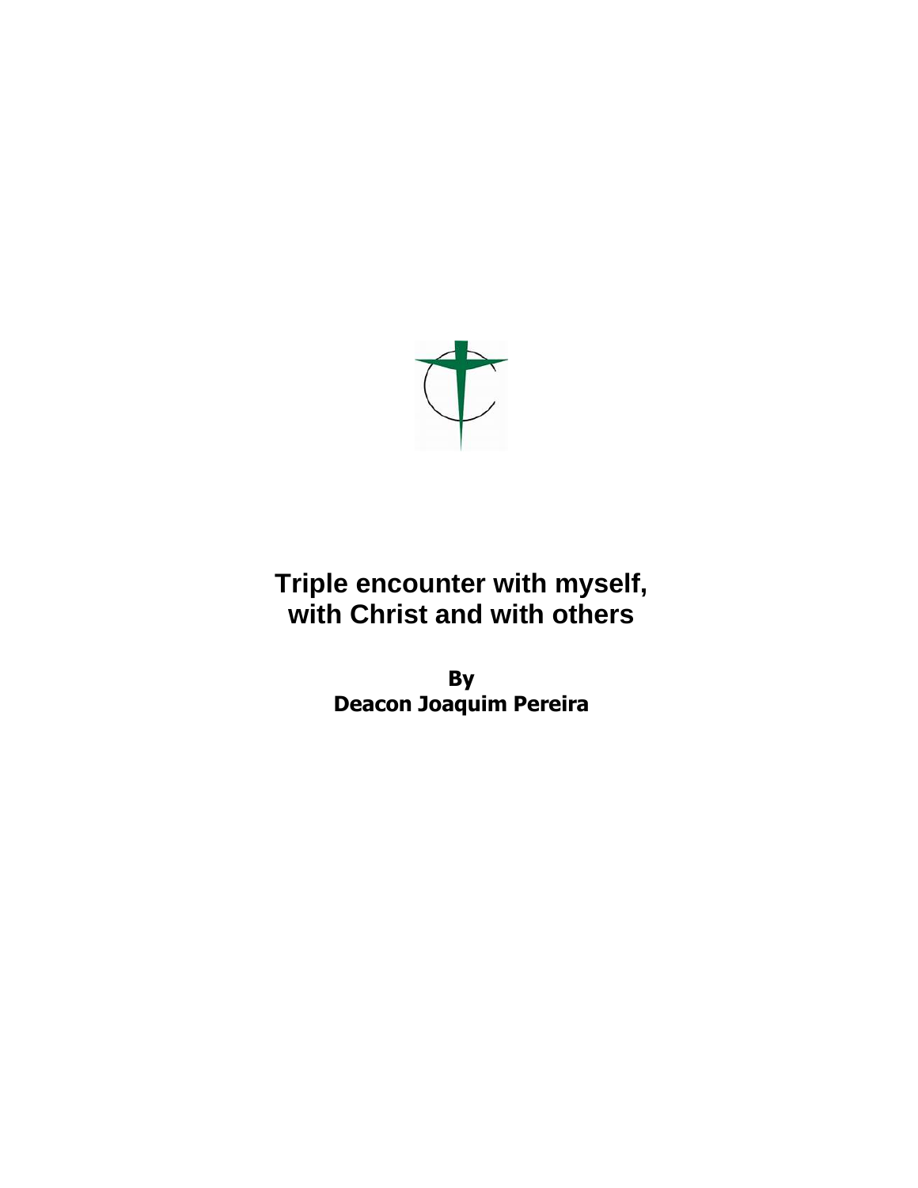# Triple encounter with myself, with Christ and with others

**By**
**Deacon Joaquim Pereira**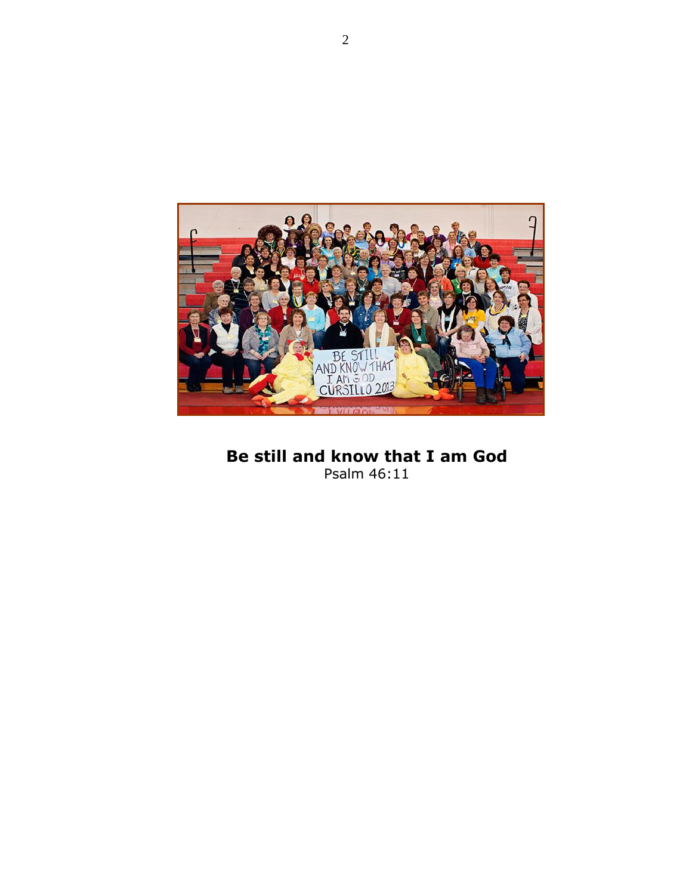**Be still and know that I am God**
Psalm 46:11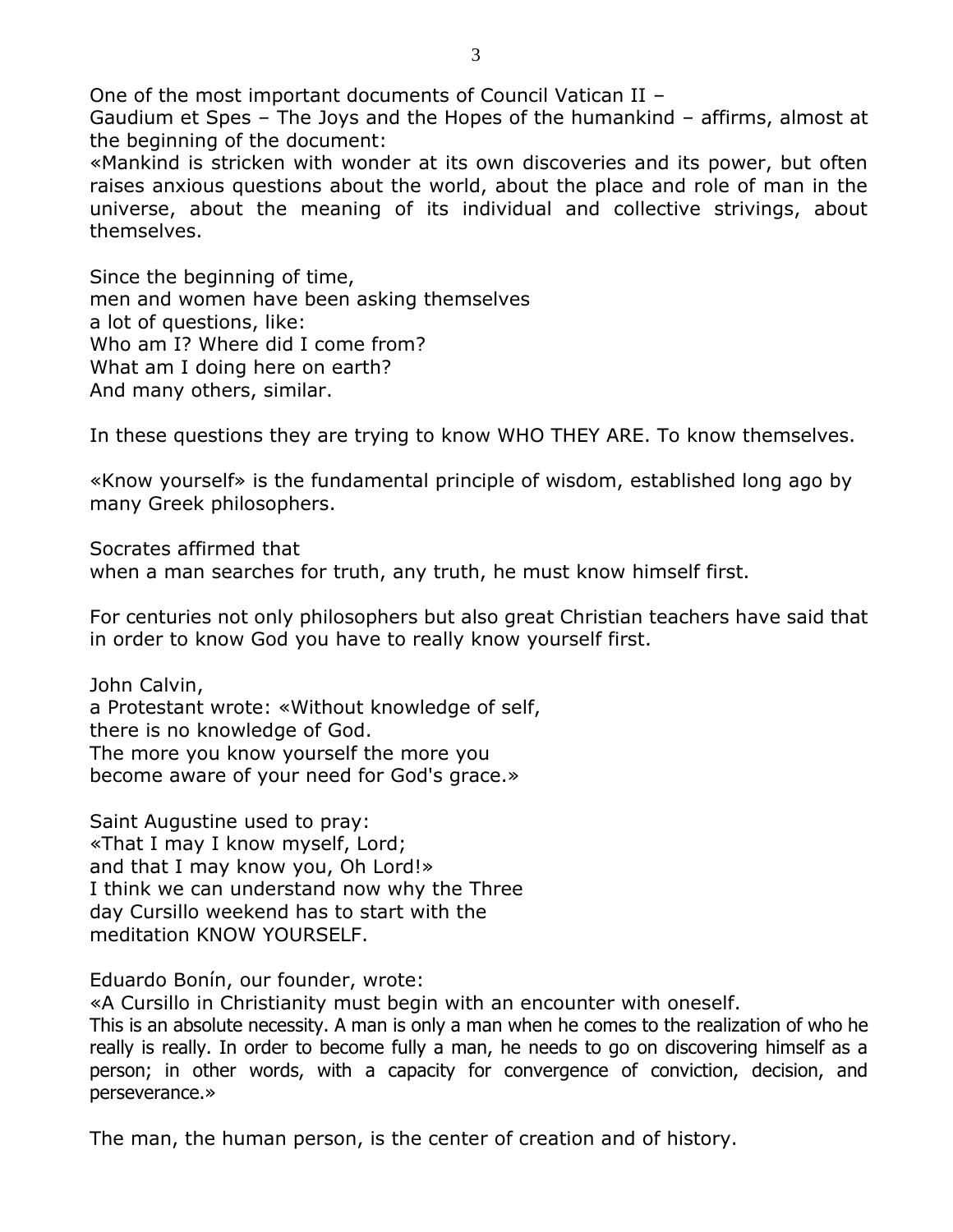One of the most important documents of Council Vatican II –
Gaudium et Spes – The Joys and the Hopes of the humankind – affirms, almost at the beginning of the document:
«Mankind is stricken with wonder at its own discoveries and its power, but often raises anxious questions about the world, about the place and role of man in the universe, about the meaning of its individual and collective strivings, about themselves.

Since the beginning of time,
men and women have been asking themselves
a lot of questions, like:
Who am I? Where did I come from?
What am I doing here on earth?
And many others, similar.

In these questions they are trying to know WHO THEY ARE. To know themselves.

«Know yourself» is the fundamental principle of wisdom, established long ago by many Greek philosophers.

Socrates affirmed that
when a man searches for truth, any truth, he must know himself first.

For centuries not only philosophers but also great Christian teachers have said that in order to know God you have to really know yourself first.

John Calvin,
a Protestant wrote: «Without knowledge of self,
there is no knowledge of God.
The more you know yourself the more you
become aware of your need for God's grace.»

Saint Augustine used to pray:
«That I may I know myself, Lord;
and that I may know you, Oh Lord!»
I think we can understand now why the Three
day Cursillo weekend has to start with the
meditation KNOW YOURSELF.

Eduardo Bonín, our founder, wrote:
«A Cursillo in Christianity must begin with an encounter with oneself.
This is an absolute necessity. A man is only a man when he comes to the realization of who he really is really. In order to become fully a man, he needs to go on discovering himself as a person; in other words, with a capacity for convergence of conviction, decision, and perseverance.»

The man, the human person, is the center of creation and of history.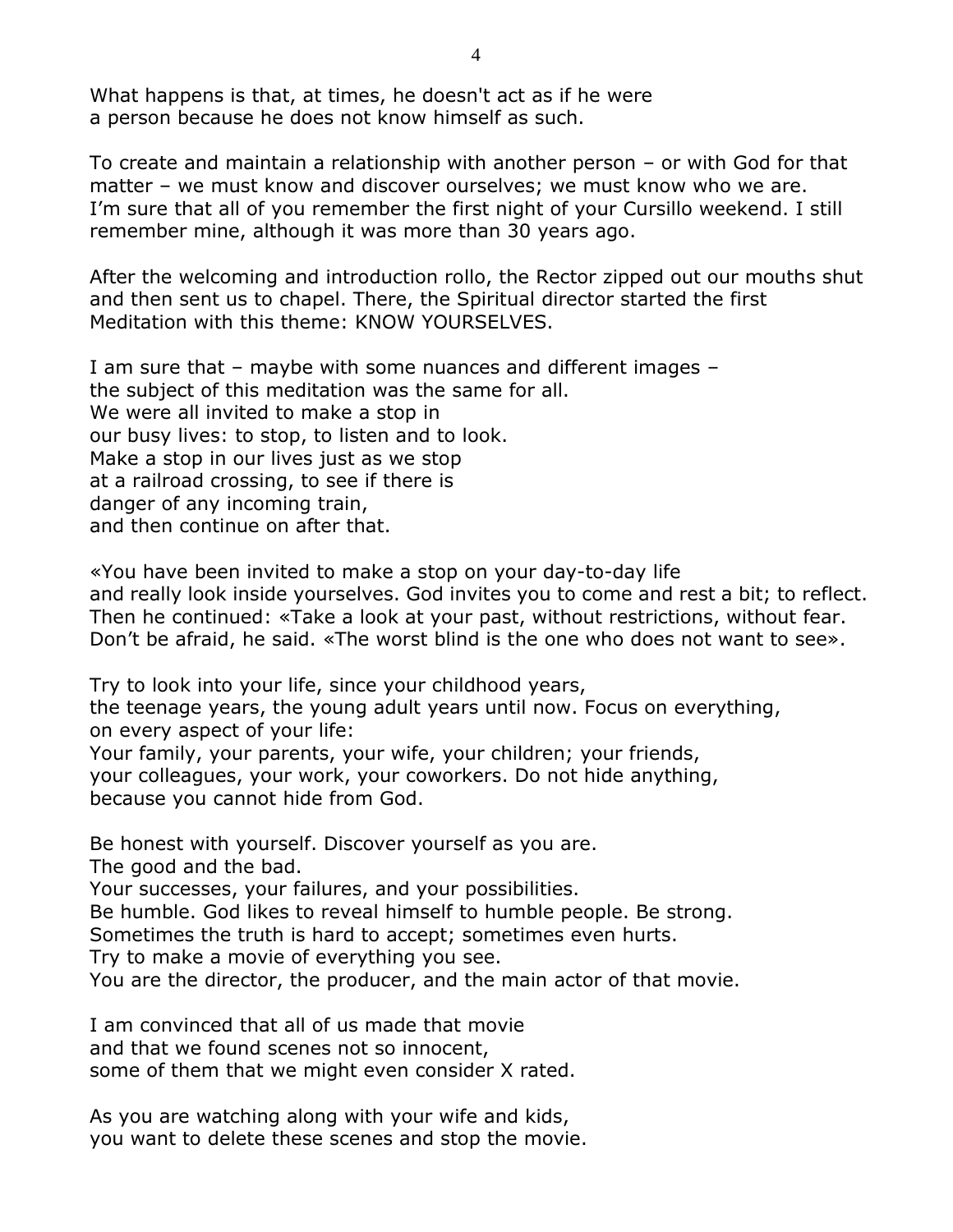What happens is that, at times, he doesn't act as if he were
a person because he does not know himself as such.

To create and maintain a relationship with another person – or with God for that matter – we must know and discover ourselves; we must know who we are.
I'm sure that all of you remember the first night of your Cursillo weekend. I still remember mine, although it was more than 30 years ago.

After the welcoming and introduction rollo, the Rector zipped out our mouths shut and then sent us to chapel. There, the Spiritual director started the first Meditation with this theme: KNOW YOURSELVES.

I am sure that – maybe with some nuances and different images –
the subject of this meditation was the same for all.
We were all invited to make a stop in
our busy lives: to stop, to listen and to look.
Make a stop in our lives just as we stop
at a railroad crossing, to see if there is
danger of any incoming train,
and then continue on after that.

«You have been invited to make a stop on your day-to-day life
and really look inside yourselves. God invites you to come and rest a bit; to reflect.
Then he continued: «Take a look at your past, without restrictions, without fear.
Don't be afraid, he said. «The worst blind is the one who does not want to see».

Try to look into your life, since your childhood years,
the teenage years, the young adult years until now. Focus on everything,
on every aspect of your life:
Your family, your parents, your wife, your children; your friends,
your colleagues, your work, your coworkers. Do not hide anything,
because you cannot hide from God.

Be honest with yourself. Discover yourself as you are.
The good and the bad.
Your successes, your failures, and your possibilities.
Be humble. God likes to reveal himself to humble people. Be strong.
Sometimes the truth is hard to accept; sometimes even hurts.
Try to make a movie of everything you see.
You are the director, the producer, and the main actor of that movie.

I am convinced that all of us made that movie
and that we found scenes not so innocent,
some of them that we might even consider X rated.

As you are watching along with your wife and kids,
you want to delete these scenes and stop the movie.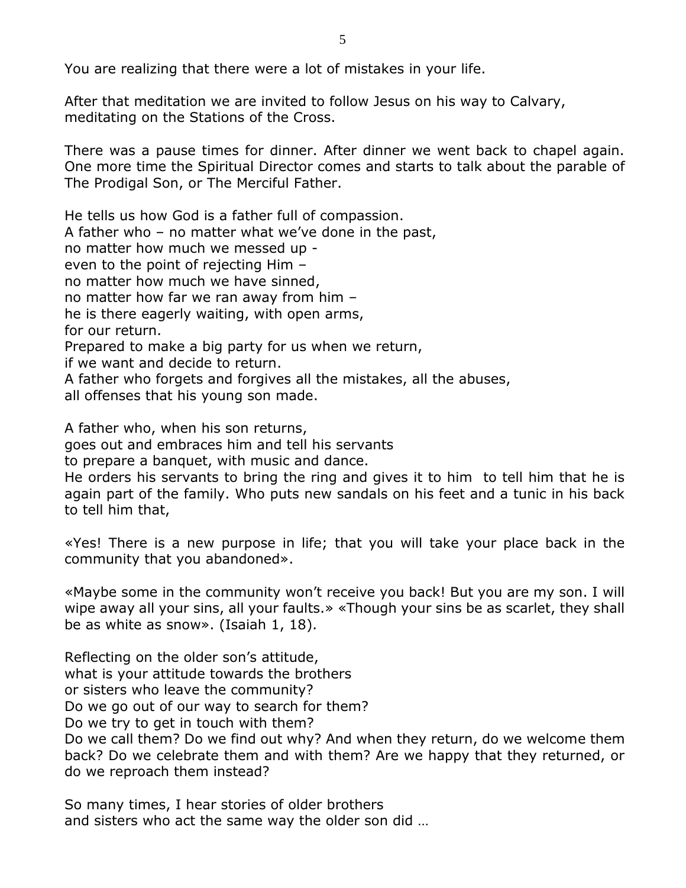You are realizing that there were a lot of mistakes in your life.

After that meditation we are invited to follow Jesus on his way to Calvary, meditating on the Stations of the Cross.

There was a pause times for dinner. After dinner we went back to chapel again. One more time the Spiritual Director comes and starts to talk about the parable of The Prodigal Son, or The Merciful Father.

He tells us how God is a father full of compassion.
A father who – no matter what we've done in the past,
no matter how much we messed up -
even to the point of rejecting Him –
no matter how much we have sinned,
no matter how far we ran away from him –
he is there eagerly waiting, with open arms,
for our return.
Prepared to make a big party for us when we return,
if we want and decide to return.
A father who forgets and forgives all the mistakes, all the abuses,
all offenses that his young son made.

A father who, when his son returns,
goes out and embraces him and tell his servants
to prepare a banquet, with music and dance.
He orders his servants to bring the ring and gives it to him to tell him that he is again part of the family. Who puts new sandals on his feet and a tunic in his back to tell him that,

«Yes! There is a new purpose in life; that you will take your place back in the community that you abandoned».

«Maybe some in the community won't receive you back! But you are my son. I will wipe away all your sins, all your faults.» «Though your sins be as scarlet, they shall be as white as snow». (Isaiah 1, 18).

Reflecting on the older son's attitude,
what is your attitude towards the brothers
or sisters who leave the community?
Do we go out of our way to search for them?
Do we try to get in touch with them?
Do we call them? Do we find out why? And when they return, do we welcome them back? Do we celebrate them and with them? Are we happy that they returned, or do we reproach them instead?

So many times, I hear stories of older brothers
and sisters who act the same way the older son did …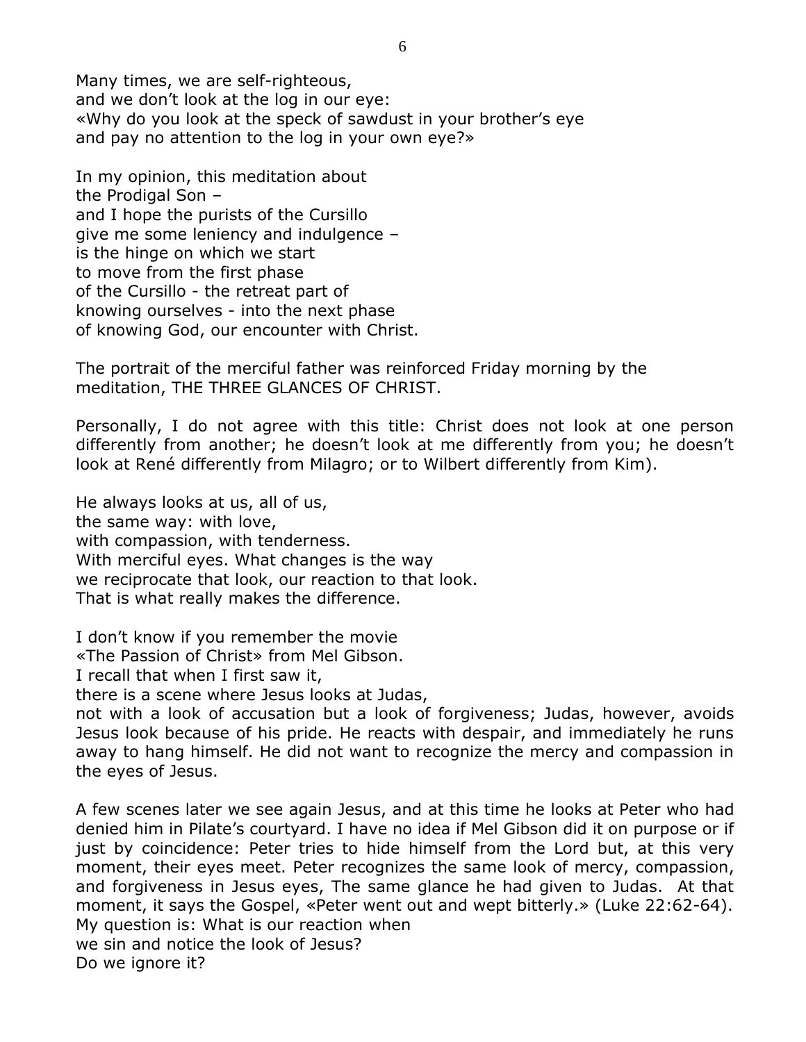Many times, we are self-righteous,
and we don't look at the log in our eye:
«Why do you look at the speck of sawdust in your brother's eye
and pay no attention to the log in your own eye?»

In my opinion, this meditation about
the Prodigal Son –
and I hope the purists of the Cursillo
give me some leniency and indulgence –
is the hinge on which we start
to move from the first phase
of the Cursillo - the retreat part of
knowing ourselves - into the next phase
of knowing God, our encounter with Christ.

The portrait of the merciful father was reinforced Friday morning by the meditation, THE THREE GLANCES OF CHRIST.

Personally, I do not agree with this title: Christ does not look at one person differently from another; he doesn't look at me differently from you; he doesn't look at René differently from Milagro; or to Wilbert differently from Kim).

He always looks at us, all of us,
the same way: with love,
with compassion, with tenderness.
With merciful eyes. What changes is the way
we reciprocate that look, our reaction to that look.
That is what really makes the difference.

I don't know if you remember the movie
«The Passion of Christ» from Mel Gibson.
I recall that when I first saw it,
there is a scene where Jesus looks at Judas,
not with a look of accusation but a look of forgiveness; Judas, however, avoids Jesus look because of his pride. He reacts with despair, and immediately he runs away to hang himself. He did not want to recognize the mercy and compassion in the eyes of Jesus.

A few scenes later we see again Jesus, and at this time he looks at Peter who had denied him in Pilate's courtyard. I have no idea if Mel Gibson did it on purpose or if just by coincidence: Peter tries to hide himself from the Lord but, at this very moment, their eyes meet. Peter recognizes the same look of mercy, compassion, and forgiveness in Jesus eyes, The same glance he had given to Judas. At that moment, it says the Gospel, «Peter went out and wept bitterly.» (Luke 22:62-64).
My question is: What is our reaction when
we sin and notice the look of Jesus?
Do we ignore it?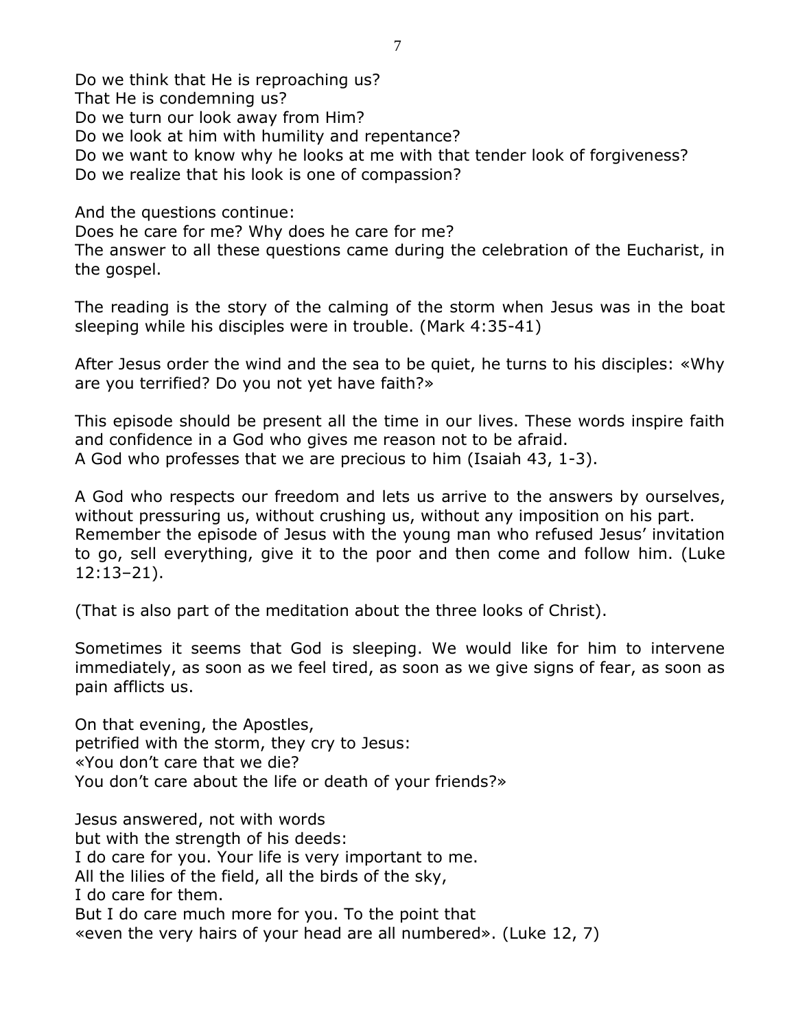Do we think that He is reproaching us?
That He is condemning us?
Do we turn our look away from Him?
Do we look at him with humility and repentance?
Do we want to know why he looks at me with that tender look of forgiveness?
Do we realize that his look is one of compassion?

And the questions continue:
Does he care for me? Why does he care for me?
The answer to all these questions came during the celebration of the Eucharist, in the gospel.

The reading is the story of the calming of the storm when Jesus was in the boat sleeping while his disciples were in trouble. (Mark 4:35-41)

After Jesus order the wind and the sea to be quiet, he turns to his disciples: «Why are you terrified? Do you not yet have faith?»

This episode should be present all the time in our lives. These words inspire faith and confidence in a God who gives me reason not to be afraid.
A God who professes that we are precious to him (Isaiah 43, 1-3).

A God who respects our freedom and lets us arrive to the answers by ourselves, without pressuring us, without crushing us, without any imposition on his part.
Remember the episode of Jesus with the young man who refused Jesus' invitation to go, sell everything, give it to the poor and then come and follow him. (Luke 12:13–21).

(That is also part of the meditation about the three looks of Christ).

Sometimes it seems that God is sleeping. We would like for him to intervene immediately, as soon as we feel tired, as soon as we give signs of fear, as soon as pain afflicts us.

On that evening, the Apostles,
petrified with the storm, they cry to Jesus:
«You don't care that we die?
You don't care about the life or death of your friends?»

Jesus answered, not with words
but with the strength of his deeds:
I do care for you. Your life is very important to me.
All the lilies of the field, all the birds of the sky,
I do care for them.
But I do care much more for you. To the point that
«even the very hairs of your head are all numbered». (Luke 12, 7)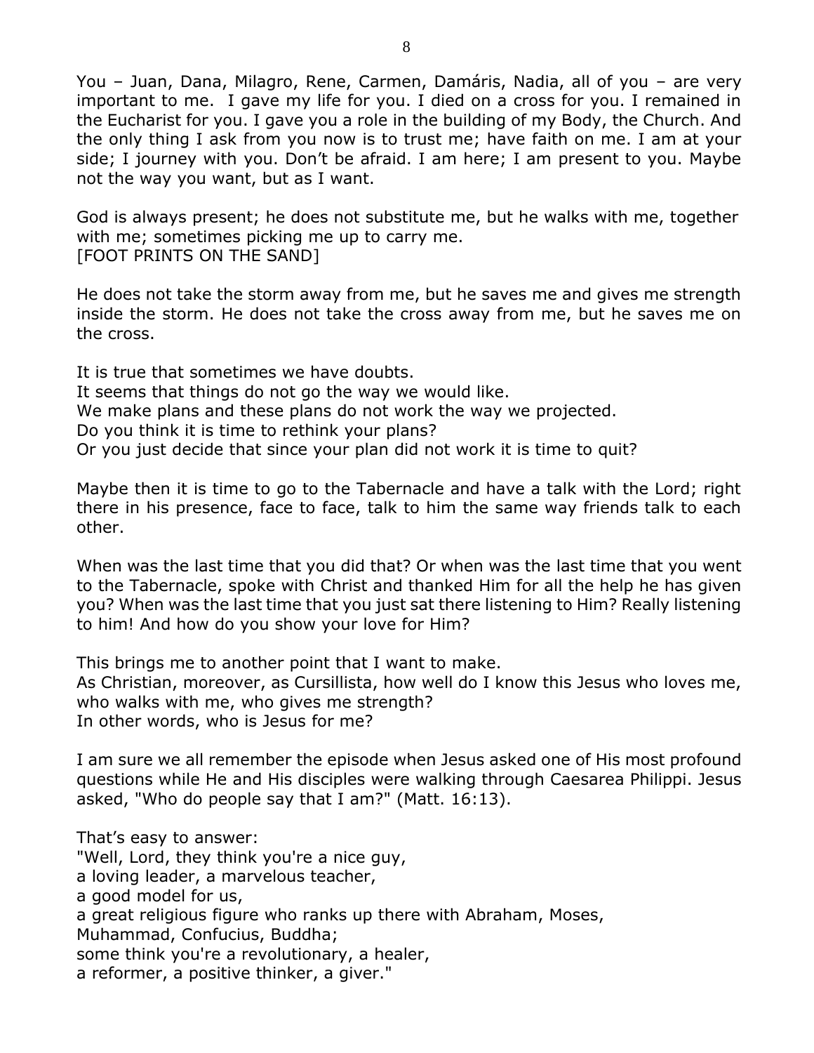You – Juan, Dana, Milagro, Rene, Carmen, Damáris, Nadia, all of you – are very important to me. I gave my life for you. I died on a cross for you. I remained in the Eucharist for you. I gave you a role in the building of my Body, the Church. And the only thing I ask from you now is to trust me; have faith on me. I am at your side; I journey with you. Don't be afraid. I am here; I am present to you. Maybe not the way you want, but as I want.

God is always present; he does not substitute me, but he walks with me, together with me; sometimes picking me up to carry me.
[FOOT PRINTS ON THE SAND]

He does not take the storm away from me, but he saves me and gives me strength inside the storm. He does not take the cross away from me, but he saves me on the cross.

It is true that sometimes we have doubts.
It seems that things do not go the way we would like.
We make plans and these plans do not work the way we projected.
Do you think it is time to rethink your plans?
Or you just decide that since your plan did not work it is time to quit?

Maybe then it is time to go to the Tabernacle and have a talk with the Lord; right there in his presence, face to face, talk to him the same way friends talk to each other.

When was the last time that you did that? Or when was the last time that you went to the Tabernacle, spoke with Christ and thanked Him for all the help he has given you? When was the last time that you just sat there listening to Him? Really listening to him! And how do you show your love for Him?

This brings me to another point that I want to make.
As Christian, moreover, as Cursillista, how well do I know this Jesus who loves me, who walks with me, who gives me strength?
In other words, who is Jesus for me?

I am sure we all remember the episode when Jesus asked one of His most profound questions while He and His disciples were walking through Caesarea Philippi. Jesus asked, "Who do people say that I am?" (Matt. 16:13).

That's easy to answer:
"Well, Lord, they think you're a nice guy,
a loving leader, a marvelous teacher,
a good model for us,
a great religious figure who ranks up there with Abraham, Moses,
Muhammad, Confucius, Buddha;
some think you're a revolutionary, a healer,
a reformer, a positive thinker, a giver."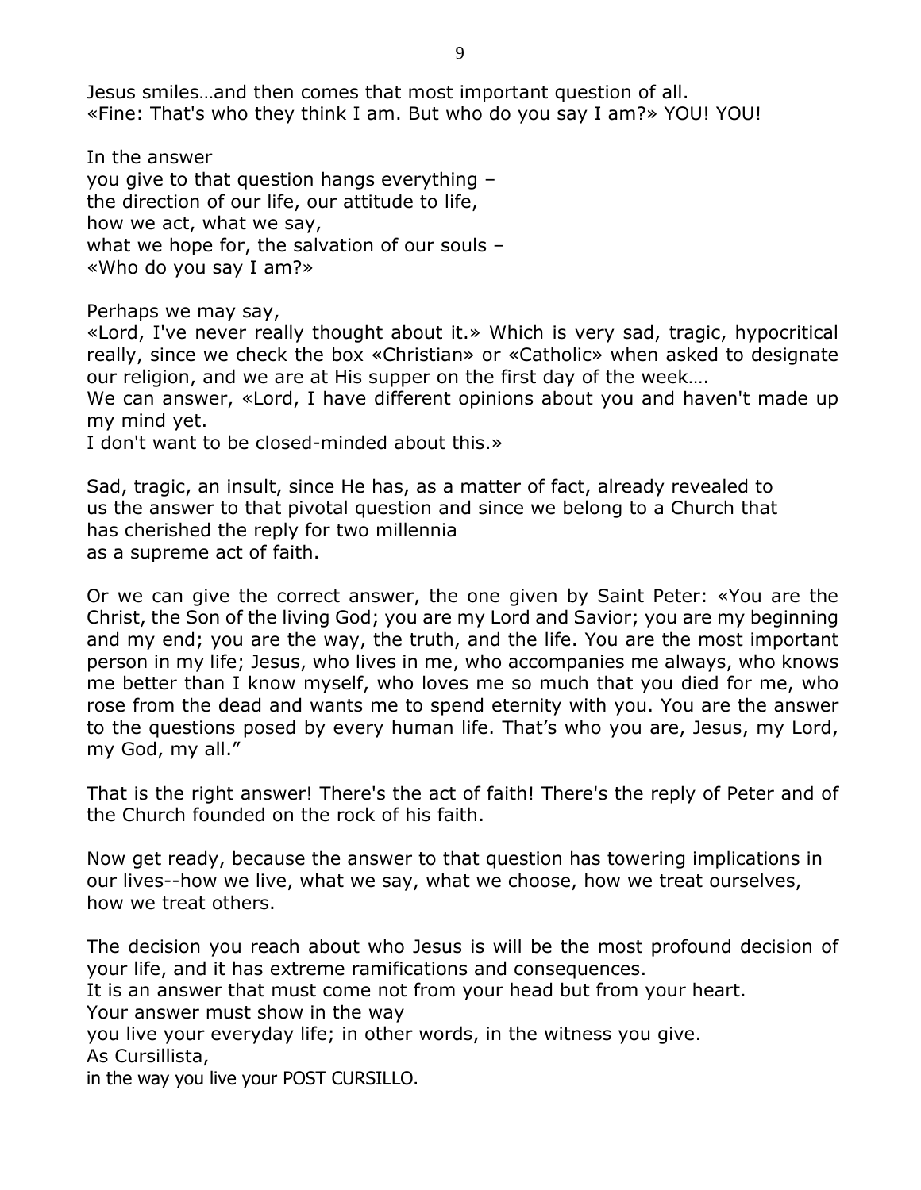Jesus smiles…and then comes that most important question of all.
«Fine: That's who they think I am. But who do you say I am?» YOU! YOU!

In the answer
you give to that question hangs everything –
the direction of our life, our attitude to life,
how we act, what we say,
what we hope for, the salvation of our souls –
«Who do you say I am?»

Perhaps we may say,
«Lord, I've never really thought about it.» Which is very sad, tragic, hypocritical really, since we check the box «Christian» or «Catholic» when asked to designate our religion, and we are at His supper on the first day of the week….
We can answer, «Lord, I have different opinions about you and haven't made up my mind yet.
I don't want to be closed-minded about this.»

Sad, tragic, an insult, since He has, as a matter of fact, already revealed to us the answer to that pivotal question and since we belong to a Church that has cherished the reply for two millennia
as a supreme act of faith.

Or we can give the correct answer, the one given by Saint Peter: «You are the Christ, the Son of the living God; you are my Lord and Savior; you are my beginning and my end; you are the way, the truth, and the life. You are the most important person in my life; Jesus, who lives in me, who accompanies me always, who knows me better than I know myself, who loves me so much that you died for me, who rose from the dead and wants me to spend eternity with you. You are the answer to the questions posed by every human life. That's who you are, Jesus, my Lord, my God, my all."

That is the right answer! There's the act of faith! There's the reply of Peter and of the Church founded on the rock of his faith.

Now get ready, because the answer to that question has towering implications in our lives--how we live, what we say, what we choose, how we treat ourselves, how we treat others.

The decision you reach about who Jesus is will be the most profound decision of your life, and it has extreme ramifications and consequences.
It is an answer that must come not from your head but from your heart.
Your answer must show in the way
you live your everyday life; in other words, in the witness you give.
As Cursillista,
in the way you live your POST CURSILLO.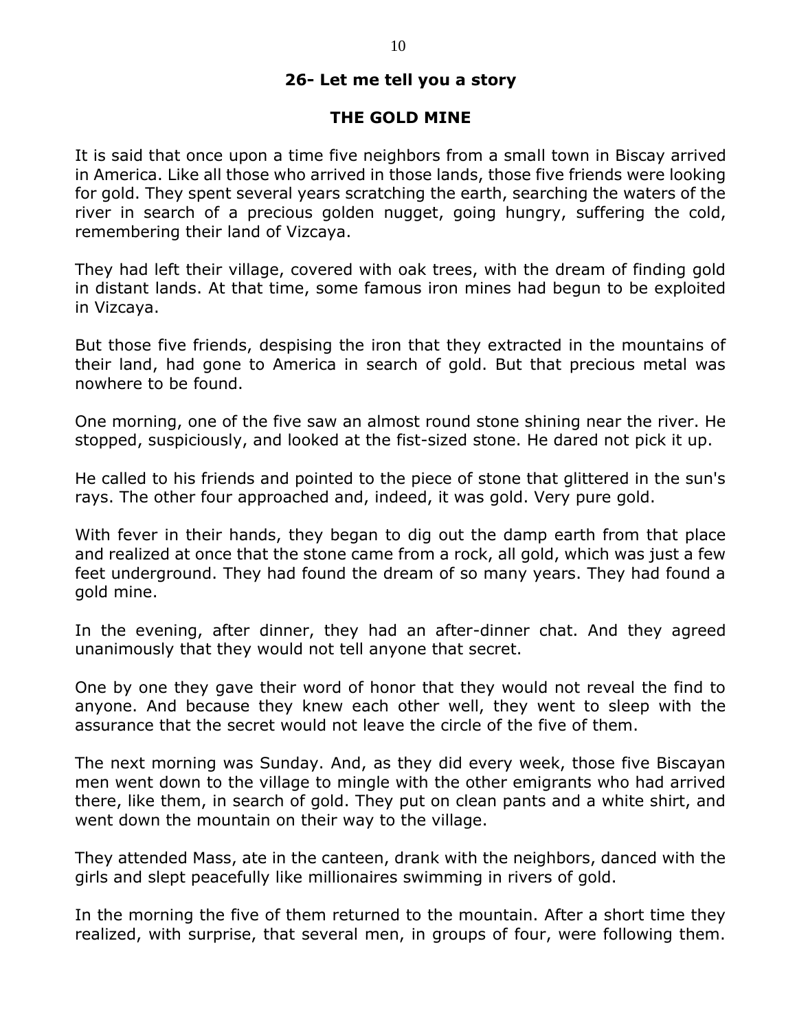## 26- Let me tell you a story

## THE GOLD MINE

It is said that once upon a time five neighbors from a small town in Biscay arrived in America. Like all those who arrived in those lands, those five friends were looking for gold. They spent several years scratching the earth, searching the waters of the river in search of a precious golden nugget, going hungry, suffering the cold, remembering their land of Vizcaya.

They had left their village, covered with oak trees, with the dream of finding gold in distant lands. At that time, some famous iron mines had begun to be exploited in Vizcaya.

But those five friends, despising the iron that they extracted in the mountains of their land, had gone to America in search of gold. But that precious metal was nowhere to be found.

One morning, one of the five saw an almost round stone shining near the river. He stopped, suspiciously, and looked at the fist-sized stone. He dared not pick it up.

He called to his friends and pointed to the piece of stone that glittered in the sun's rays. The other four approached and, indeed, it was gold. Very pure gold.

With fever in their hands, they began to dig out the damp earth from that place and realized at once that the stone came from a rock, all gold, which was just a few feet underground. They had found the dream of so many years. They had found a gold mine.

In the evening, after dinner, they had an after-dinner chat. And they agreed unanimously that they would not tell anyone that secret.

One by one they gave their word of honor that they would not reveal the find to anyone. And because they knew each other well, they went to sleep with the assurance that the secret would not leave the circle of the five of them.

The next morning was Sunday. And, as they did every week, those five Biscayan men went down to the village to mingle with the other emigrants who had arrived there, like them, in search of gold. They put on clean pants and a white shirt, and went down the mountain on their way to the village.

They attended Mass, ate in the canteen, drank with the neighbors, danced with the girls and slept peacefully like millionaires swimming in rivers of gold.

In the morning the five of them returned to the mountain. After a short time they realized, with surprise, that several men, in groups of four, were following them.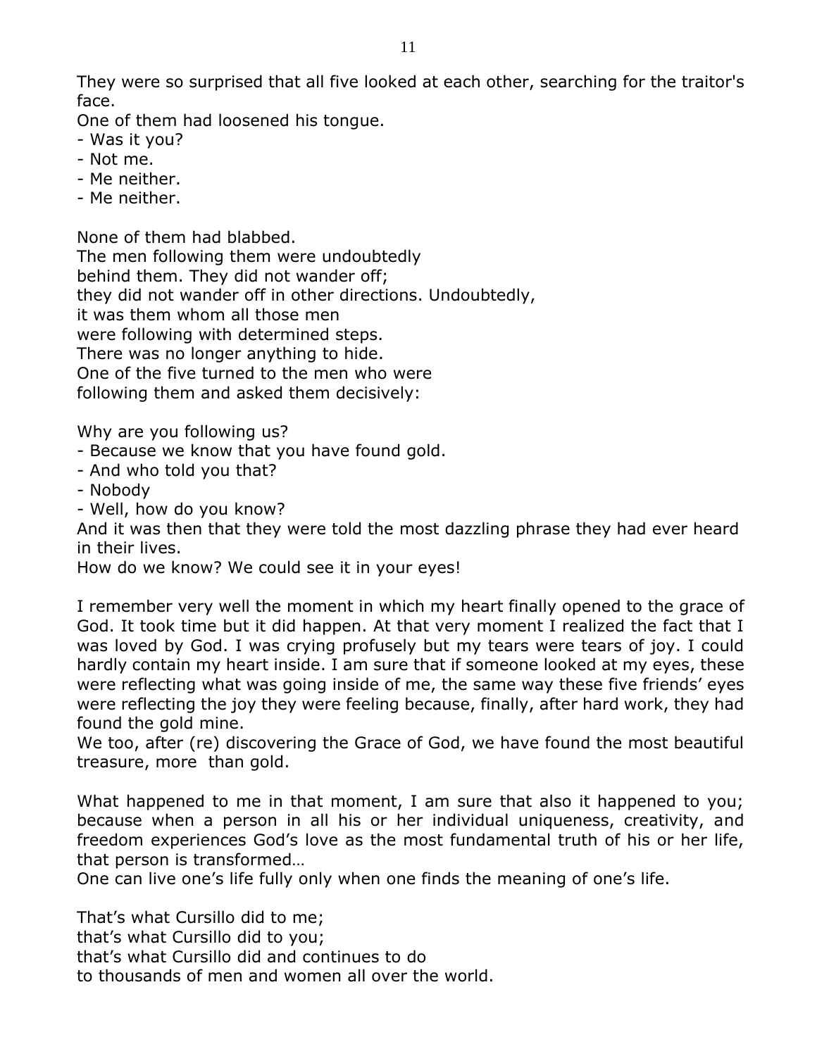They were so surprised that all five looked at each other, searching for the traitor's face.
One of them had loosened his tongue.
- Was it you?
- Not me.
- Me neither.
- Me neither.

None of them had blabbed.
The men following them were undoubtedly
behind them. They did not wander off;
they did not wander off in other directions. Undoubtedly,
it was them whom all those men
were following with determined steps.
There was no longer anything to hide.
One of the five turned to the men who were
following them and asked them decisively:

Why are you following us?
- Because we know that you have found gold.
- And who told you that?
- Nobody
- Well, how do you know?
And it was then that they were told the most dazzling phrase they had ever heard in their lives.
How do we know? We could see it in your eyes!

I remember very well the moment in which my heart finally opened to the grace of God. It took time but it did happen. At that very moment I realized the fact that I was loved by God. I was crying profusely but my tears were tears of joy. I could hardly contain my heart inside. I am sure that if someone looked at my eyes, these were reflecting what was going inside of me, the same way these five friends' eyes were reflecting the joy they were feeling because, finally, after hard work, they had found the gold mine.
We too, after (re) discovering the Grace of God, we have found the most beautiful treasure, more than gold.

What happened to me in that moment, I am sure that also it happened to you; because when a person in all his or her individual uniqueness, creativity, and freedom experiences God's love as the most fundamental truth of his or her life, that person is transformed…
One can live one's life fully only when one finds the meaning of one's life.

That's what Cursillo did to me;
that's what Cursillo did to you;
that's what Cursillo did and continues to do
to thousands of men and women all over the world.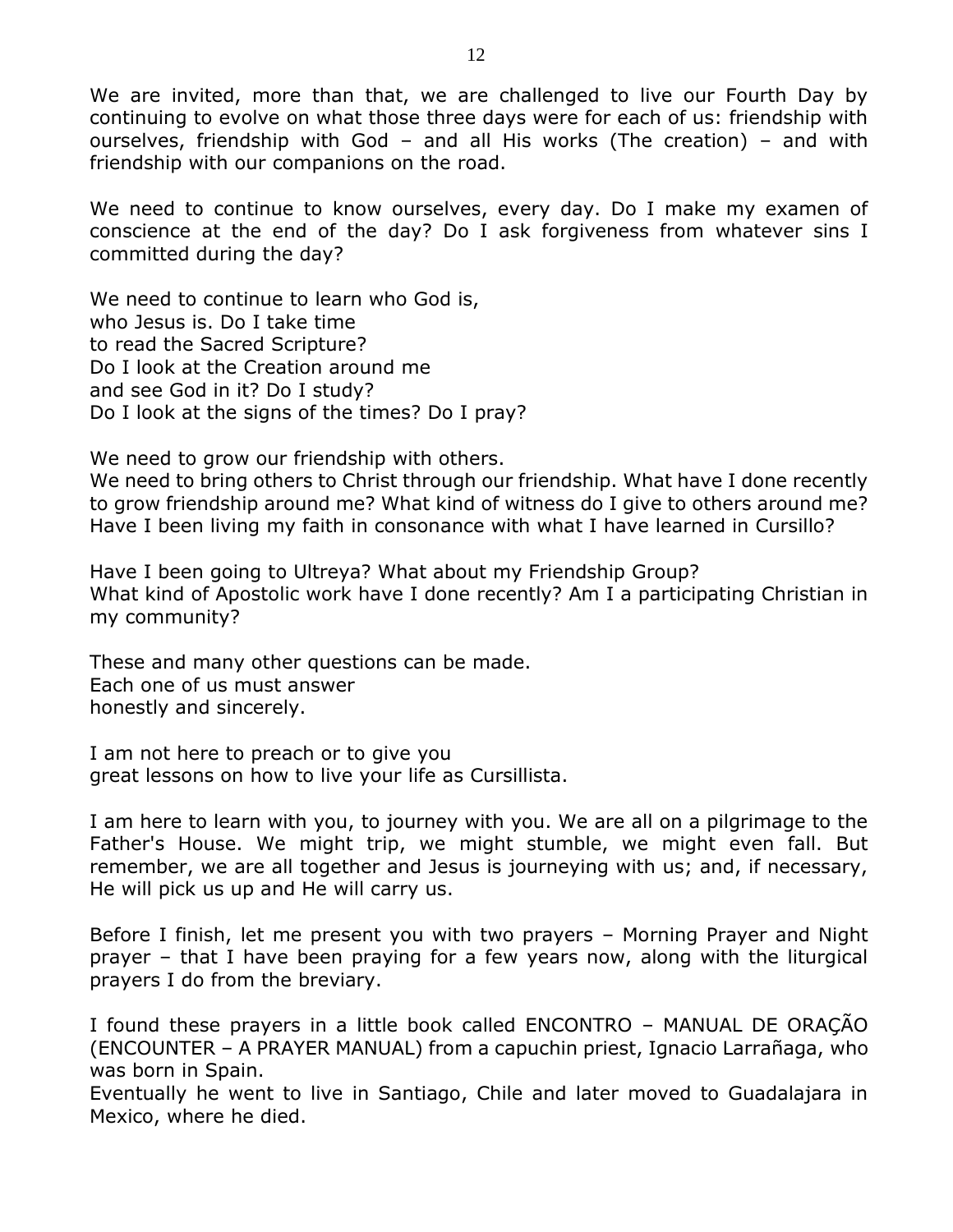We are invited, more than that, we are challenged to live our Fourth Day by continuing to evolve on what those three days were for each of us: friendship with ourselves, friendship with God – and all His works (The creation) – and with friendship with our companions on the road.

We need to continue to know ourselves, every day. Do I make my examen of conscience at the end of the day? Do I ask forgiveness from whatever sins I committed during the day?

We need to continue to learn who God is,
who Jesus is. Do I take time
to read the Sacred Scripture?
Do I look at the Creation around me
and see God in it? Do I study?
Do I look at the signs of the times? Do I pray?

We need to grow our friendship with others.
We need to bring others to Christ through our friendship. What have I done recently to grow friendship around me? What kind of witness do I give to others around me? Have I been living my faith in consonance with what I have learned in Cursillo?

Have I been going to Ultreya? What about my Friendship Group?
What kind of Apostolic work have I done recently? Am I a participating Christian in my community?

These and many other questions can be made.
Each one of us must answer
honestly and sincerely.

I am not here to preach or to give you
great lessons on how to live your life as Cursillista.

I am here to learn with you, to journey with you. We are all on a pilgrimage to the Father's House. We might trip, we might stumble, we might even fall. But remember, we are all together and Jesus is journeying with us; and, if necessary, He will pick us up and He will carry us.

Before I finish, let me present you with two prayers – Morning Prayer and Night prayer – that I have been praying for a few years now, along with the liturgical prayers I do from the breviary.

I found these prayers in a little book called ENCONTRO – MANUAL DE ORAÇÃO (ENCOUNTER – A PRAYER MANUAL) from a capuchin priest, Ignacio Larrañaga, who was born in Spain.
Eventually he went to live in Santiago, Chile and later moved to Guadalajara in Mexico, where he died.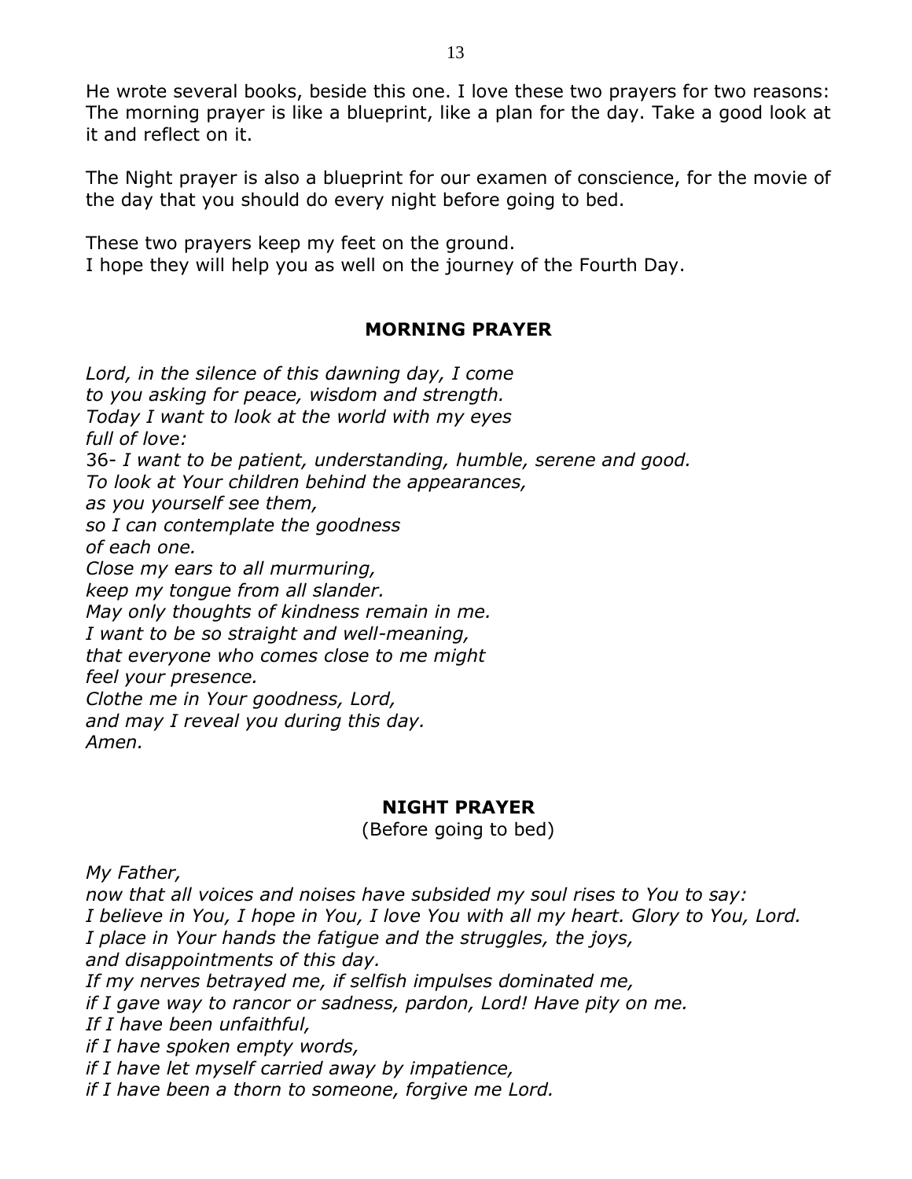He wrote several books, beside this one. I love these two prayers for two reasons: The morning prayer is like a blueprint, like a plan for the day. Take a good look at it and reflect on it.

The Night prayer is also a blueprint for our examen of conscience, for the movie of the day that you should do every night before going to bed.

These two prayers keep my feet on the ground.
I hope they will help you as well on the journey of the Fourth Day.

## MORNING PRAYER

*Lord, in the silence of this dawning day, I come*
*to you asking for peace, wisdom and strength.*
*Today I want to look at the world with my eyes*
*full of love:*
36- *I want to be patient, understanding, humble, serene and good.*
*To look at Your children behind the appearances,*
*as you yourself see them,*
*so I can contemplate the goodness*
*of each one.*
*Close my ears to all murmuring,*
*keep my tongue from all slander.*
*May only thoughts of kindness remain in me.*
*I want to be so straight and well-meaning,*
*that everyone who comes close to me might*
*feel your presence.*
*Clothe me in Your goodness, Lord,*
*and may I reveal you during this day.*
*Amen.*

## NIGHT PRAYER

(Before going to bed)

*My Father,*
*now that all voices and noises have subsided my soul rises to You to say:*
*I believe in You, I hope in You, I love You with all my heart. Glory to You, Lord.*
*I place in Your hands the fatigue and the struggles, the joys,*
*and disappointments of this day.*
*If my nerves betrayed me, if selfish impulses dominated me,*
*if I gave way to rancor or sadness, pardon, Lord! Have pity on me.*
*If I have been unfaithful,*
*if I have spoken empty words,*
*if I have let myself carried away by impatience,*
*if I have been a thorn to someone, forgive me Lord.*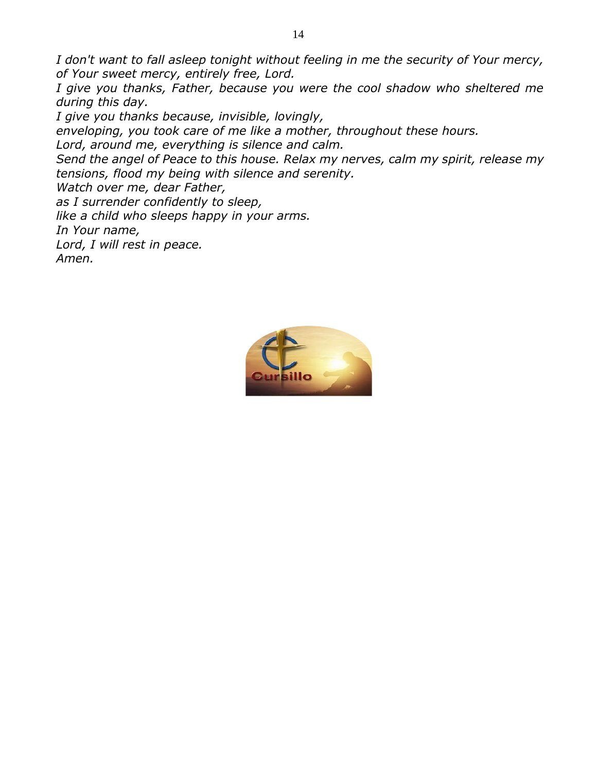*I don't want to fall asleep tonight without feeling in me the security of Your mercy, of Your sweet mercy, entirely free, Lord.*
*I give you thanks, Father, because you were the cool shadow who sheltered me during this day.*
*I give you thanks because, invisible, lovingly,*
*enveloping, you took care of me like a mother, throughout these hours.*
*Lord, around me, everything is silence and calm.*
*Send the angel of Peace to this house. Relax my nerves, calm my spirit, release my tensions, flood my being with silence and serenity.*
*Watch over me, dear Father,*
*as I surrender confidently to sleep,*
*like a child who sleeps happy in your arms.*
*In Your name,*
*Lord, I will rest in peace.*
*Amen.*